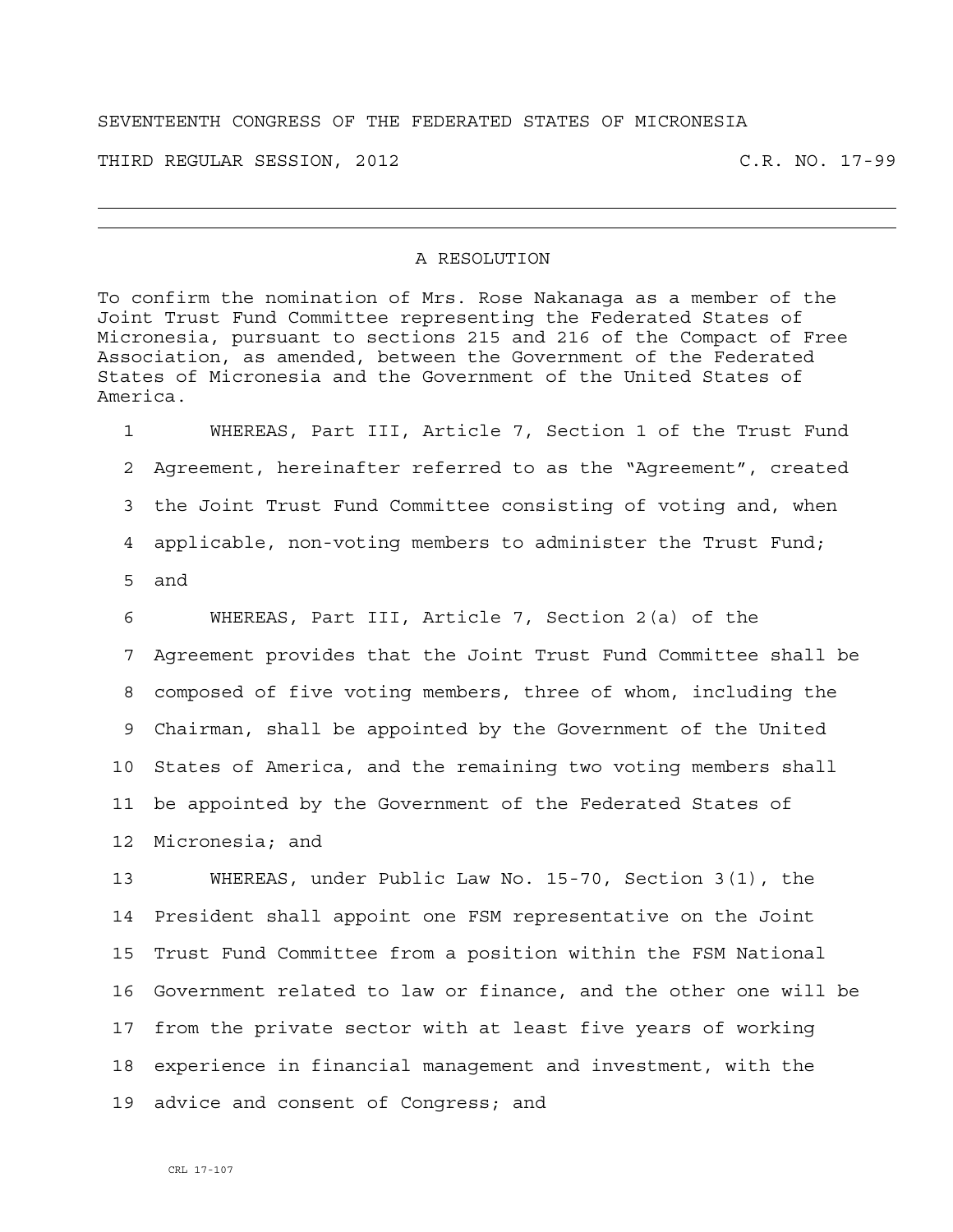SEVENTEENTH CONGRESS OF THE FEDERATED STATES OF MICRONESIA

THIRD REGULAR SESSION, 2012 C.R. NO. 17-99

---

## A RESOLUTION

To confirm the nomination of Mrs. Rose Nakanaga as a member of the Joint Trust Fund Committee representing the Federated States of Micronesia, pursuant to sections 215 and 216 of the Compact of Free Association, as amended, between the Government of the Federated States of Micronesia and the Government of the United States of America.

1 WHEREAS, Part III, Article 7, Section 1 of the Trust Fund
2 Agreement, hereinafter referred to as the "Agreement", created
3 the Joint Trust Fund Committee consisting of voting and, when
4 applicable, non-voting members to administer the Trust Fund;
5 and

6 WHEREAS, Part III, Article 7, Section 2(a) of the
7 Agreement provides that the Joint Trust Fund Committee shall be
8 composed of five voting members, three of whom, including the
9 Chairman, shall be appointed by the Government of the United
10 States of America, and the remaining two voting members shall
11 be appointed by the Government of the Federated States of
12 Micronesia; and

13 WHEREAS, under Public Law No. 15-70, Section 3(1), the
14 President shall appoint one FSM representative on the Joint
15 Trust Fund Committee from a position within the FSM National
16 Government related to law or finance, and the other one will be
17 from the private sector with at least five years of working
18 experience in financial management and investment, with the
19 advice and consent of Congress; and

CRL 17-107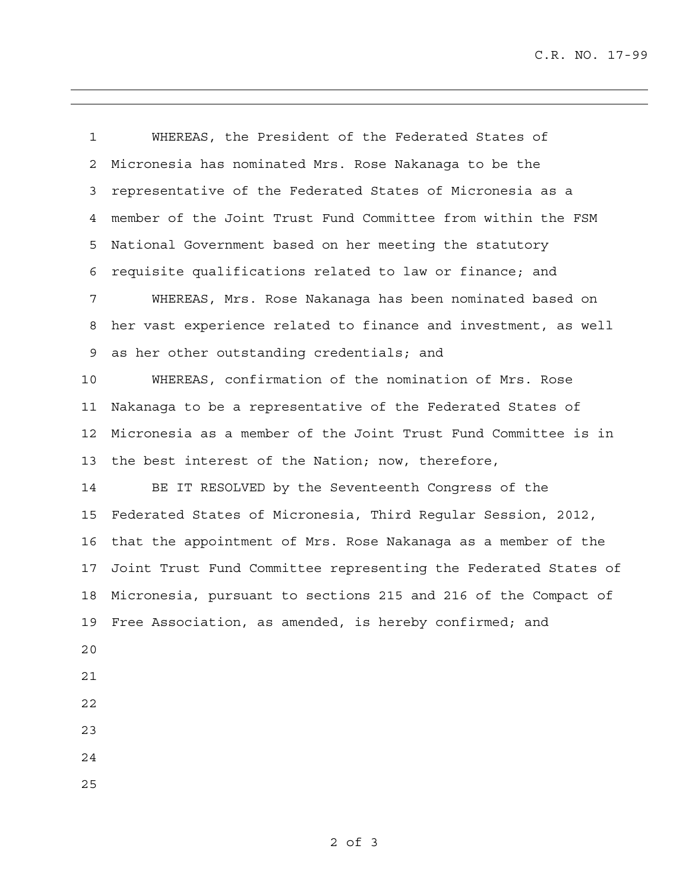WHEREAS, the President of the Federated States of Micronesia has nominated Mrs. Rose Nakanaga to be the representative of the Federated States of Micronesia as a member of the Joint Trust Fund Committee from within the FSM National Government based on her meeting the statutory requisite qualifications related to law or finance; and

WHEREAS, Mrs. Rose Nakanaga has been nominated based on her vast experience related to finance and investment, as well as her other outstanding credentials; and

WHEREAS, confirmation of the nomination of Mrs. Rose Nakanaga to be a representative of the Federated States of Micronesia as a member of the Joint Trust Fund Committee is in the best interest of the Nation; now, therefore,

BE IT RESOLVED by the Seventeenth Congress of the Federated States of Micronesia, Third Regular Session, 2012, that the appointment of Mrs. Rose Nakanaga as a member of the Joint Trust Fund Committee representing the Federated States of Micronesia, pursuant to sections 215 and 216 of the Compact of Free Association, as amended, is hereby confirmed; and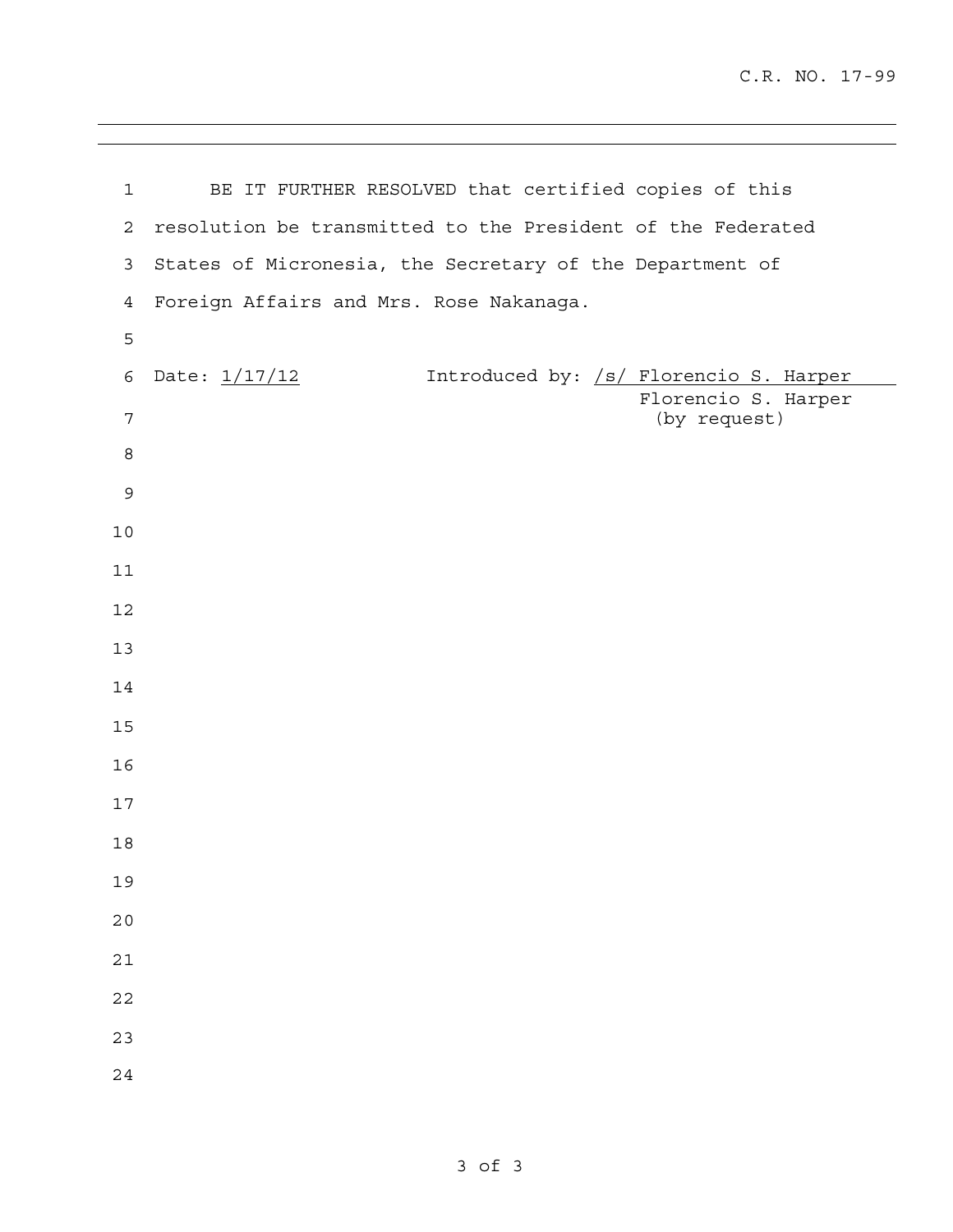BE IT FURTHER RESOLVED that certified copies of this resolution be transmitted to the President of the Federated States of Micronesia, the Secretary of the Department of Foreign Affairs and Mrs. Rose Nakanaga.

Date: 1/17/12

Introduced by: /s/ Florencio S. Harper
Florencio S. Harper
(by request)